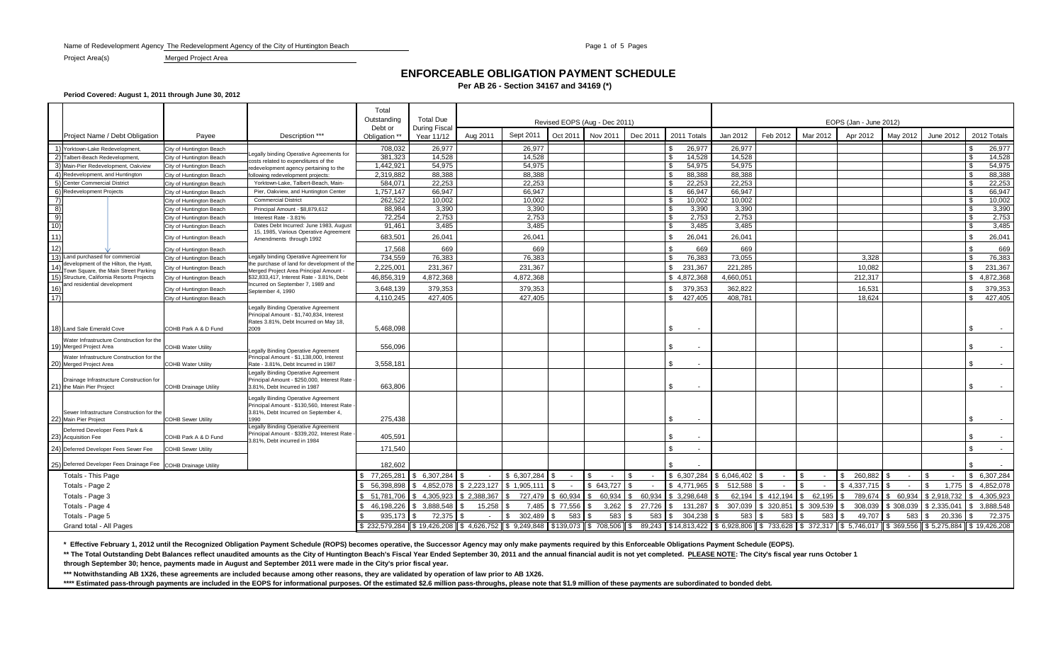Name of Redevelopment Agency: The Redevelopment Agency of the City of Huntington Beach

Project Area(s): Merged Project Area

# ENFORCEABLE OBLIGATION PAYMENT SCHEDULE

**Per AB 26 - Section 34167 and 34169 (\*)**

**Period Covered: August 1, 2011 through June 30, 2012**

| | | | | | | Revised EOPS (Aug - Dec 2011) | | | | | | EOPS (Jan - June 2012) | | | | | | |
|---|---|---|---|---|---|---|---|---|---|---|---|---|---|---|---|---|---|---|
| | Project Name / Debt Obligation | Payee | Description *** | Total Outstanding Debt or Obligation ** | Total Due During Fiscal Year 11/12 | Aug 2011 | Sept 2011 | Oct 2011 | Nov 2011 | Dec 2011 | 2011 Totals | Jan 2012 | Feb 2012 | Mar 2012 | Apr 2012 | May 2012 | June 2012 | 2012 Totals |
| 1) | Yorktown-Lake Redevelopment, | City of Huntington Beach | Legally binding Operative Agreements for | 708,032 | 26,977 | | 26,977 | | | | $ 26,977 | 26,977 | | | | | | $ 26,977 |
| 2) | Talbert-Beach Redevelopment, | City of Huntington Beach | costs related to expenditures of the | 381,323 | 14,528 | | 14,528 | | | | $ 14,528 | 14,528 | | | | | | $ 14,528 |
| 3) | Main-Pier Redevelopment, Oakview | City of Huntington Beach | redevelopment agency pertaining to the | 1,442,921 | 54,975 | | 54,975 | | | | $ 54,975 | 54,975 | | | | | | $ 54,975 |
| 4) | Redevelopment, and Huntington | City of Huntington Beach | following redevelopment projects: | 2,319,882 | 88,388 | | 88,388 | | | | $ 88,388 | 88,388 | | | | | | $ 88,388 |
| 5) | Center Commercial District | City of Huntington Beach | Yorktown-Lake, Talbert-Beach, Main- | 584,071 | 22,253 | | 22,253 | | | | $ 22,253 | 22,253 | | | | | | $ 22,253 |
| 6) | Redevelopment Projects | City of Huntington Beach | Pier, Oakview, and Huntington Center | 1,757,147 | 66,947 | | 66,947 | | | | $ 66,947 | 66,947 | | | | | | $ 66,947 |
| 7) | | City of Huntington Beach | Commercial District | 262,522 | 10,002 | | 10,002 | | | | $ 10,002 | 10,002 | | | | | | $ 10,002 |
| 8) | | City of Huntington Beach | Principal Amount - $8,879,612 | 88,984 | 3,390 | | 3,390 | | | | $ 3,390 | 3,390 | | | | | | $ 3,390 |
| 9) | | City of Huntington Beach | Interest Rate - 3.81% | 72,254 | 2,753 | | 2,753 | | | | $ 2,753 | 2,753 | | | | | | $ 2,753 |
| 10) | | City of Huntington Beach | Dates Debt Incurred: June 1983, August | 91,461 | 3,485 | | 3,485 | | | | $ 3,485 | 3,485 | | | | | | $ 3,485 |
| 11) | | City of Huntington Beach | 15, 1985, Various Operative Agreement Amendments through 1992 | 683,501 | 26,041 | | 26,041 | | | | $ 26,041 | 26,041 | | | | | | $ 26,041 |
| 12) | | City of Huntington Beach | | 17,568 | 669 | | 669 | | | | $ 669 | 669 | | | | | | $ 669 |
| 13) | Land purchased for commercial | City of Huntington Beach | Legally binding Operative Agreement for | 734,559 | 76,383 | | 76,383 | | | | $ 76,383 | 73,055 | | | 3,328 | | | $ 76,383 |
| 14) | development of the Hilton, the Hyatt, Town Square, the Main Street Parking | City of Huntington Beach | the purchase of land for development of the Merged Project Area Principal Amount - | 2,225,001 | 231,367 | | 231,367 | | | | $ 231,367 | 221,285 | | | 10,082 | | | $ 231,367 |
| 15) | Structure, California Resorts Projects | City of Huntington Beach | $32,833,417, Interest Rate - 3.81%, Debt | 46,856,319 | 4,872,368 | | 4,872,368 | | | | $ 4,872,368 | 4,660,051 | | | 212,317 | | | $ 4,872,368 |
| 16) | and residential development | City of Huntington Beach | Incurred on September 7, 1989 and September 4, 1990 | 3,648,139 | 379,353 | | 379,353 | | | | $ 379,353 | 362,822 | | | 16,531 | | | $ 379,353 |
| 17) | | City of Huntington Beach | | 4,110,245 | 427,405 | | 427,405 | | | | $ 427,405 | 408,781 | | | 18,624 | | | $ 427,405 |
| 18) | Land Sale Emerald Cove | COHB Park A & D Fund | Legally Binding Operative Agreement Principal Amount - $1,740,834, Interest Rates 3.81%, Debt Incurred on May 18, 2009 | 5,468,098 | | | | | | | $ - | | | | | | | $ - |
| 19) | Water Infrastructure Construction for the Merged Project Area | COHB Water Utility | Legally Binding Operative Agreement | 556,096 | | | | | | | $ - | | | | | | | $ - |
| 20) | Water Infrastructure Construction for the Merged Project Area | COHB Water Utility | Principal Amount - $1,138,000, Interest Rate - 3.81%, Debt Incurred in 1987 | 3,558,181 | | | | | | | $ - | | | | | | | $ - |
| 21) | Drainage Infrastructure Construction for the Main Pier Project | COHB Drainage Utility | Legally Binding Operative Agreement Principal Amount - $250,000, Interest Rate - 3.81%, Debt Incurred in 1987 | 663,806 | | | | | | | $ - | | | | | | | $ - |
| 22) | Sewer Infrastructure Construction for the Main Pier Project | COHB Sewer Utility | Legally Binding Operative Agreement Principal Amount - $130,560, Interest Rate - 3.81%, Debt Incurred on September 4, 1990 | 275,438 | | | | | | | $ - | | | | | | | $ - |
| 23) | Deferred Developer Fees Park & Acquisition Fee | COHB Park A & D Fund | Legally Binding Operative Agreement Principal Amount - $339,202, Interest Rate - 3.81%, Debt incurred in 1984 | 405,591 | | | | | | | $ - | | | | | | | $ - |
| 24) | Deferred Developer Fees Sewer Fee | COHB Sewer Utility | | 171,540 | | | | | | | $ - | | | | | | | $ - |
| 25) | Deferred Developer Fees Drainage Fee | COHB Drainage Utility | | 182,602 | | | | | | | $ - | | | | | | | $ - |
| | Totals - This Page | | | $ 77,265,281 | $ 6,307,284 | $ - | $ 6,307,284 | $ - | $ - | $ - | $ 6,307,284 | $ 6,046,402 | $ - | $ - | $ 260,882 | $ - | $ - | $ 6,307,284 |
| | Totals - Page 2 | | | $ 56,398,898 | $ 4,852,078 | $ 2,223,127 | $ 1,905,111 | $ - | $ 643,727 | $ - | $ 4,771,965 | $ 512,588 | $ - | $ - | $ 4,337,715 | $ - | $ 1,775 | $ 4,852,078 |
| | Totals - Page 3 | | | $ 51,781,706 | $ 4,305,923 | $ 2,388,367 | $ 727,479 | $ 60,934 | $ 60,934 | $ 60,934 | $ 3,298,648 | $ 62,194 | $ 412,194 | $ 62,195 | $ 789,674 | $ 60,934 | $ 2,918,732 | $ 4,305,923 |
| | Totals - Page 4 | | | $ 46,198,226 | $ 3,888,548 | $ 15,258 | $ 7,485 | $ 77,556 | $ 3,262 | $ 27,726 | $ 131,287 | $ 307,039 | $ 320,851 | $ 309,539 | $ 308,039 | $ 308,039 | $ 2,335,041 | $ 3,888,548 |
| | Totals - Page 5 | | | $ 935,173 | $ 72,375 | $ - | $ 302,489 | $ 583 | $ 583 | $ 583 | $ 304,238 | $ 583 | $ 583 | $ 583 | $ 49,707 | $ 583 | $ 20,336 | $ 72,375 |
| | Grand total - All Pages | | | $ 232,579,284 | $ 19,426,208 | $ 4,626,752 | $ 9,249,848 | $ 139,073 | $ 708,506 | $ 89,243 | $ 14,813,422 | $ 6,928,806 | $ 733,628 | $ 372,317 | $ 5,746,017 | $ 369,556 | $ 5,275,884 | $ 19,426,208 |

**\* Effective February 1, 2012 until the Recognized Obligation Payment Schedule (ROPS) becomes operative, the Successor Agency may only make payments required by this Enforceable Obligations Payment Schedule (EOPS).**

**\*\* The Total Outstanding Debt Balances reflect unaudited amounts as the City of Huntington Beach's Fiscal Year Ended September 30, 2011 and the annual financial audit is not yet completed. PLEASE NOTE: The City's fiscal year runs October 1 through September 30; hence, payments made in August and September 2011 were made in the City's prior fiscal year.**

**\*\*\* Notwithstanding AB 1X26, these agreements are included because among other reasons, they are validated by operation of law prior to AB 1X26.**

**\*\*\*\* Estimated pass-through payments are included in the EOPS for informational purposes. Of the estimated $2.6 million pass-throughs, please note that $1.9 million of these payments are subordinated to bonded debt.**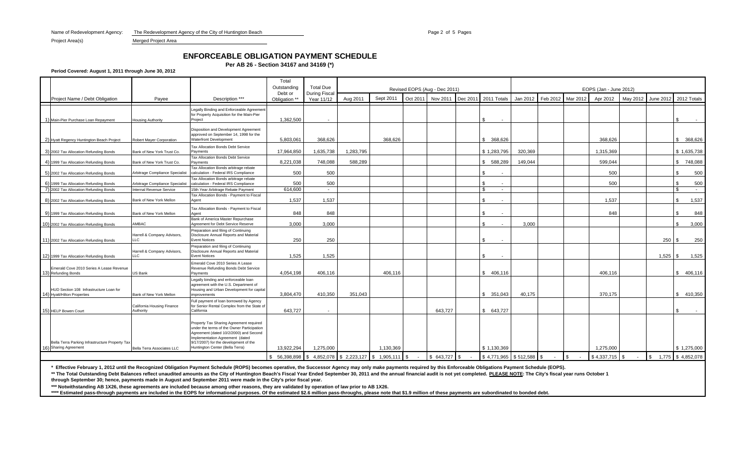Name of Redevelopment Agency: The Redevelopment Agency of the City of Huntington Beach

Project Area(s): Merged Project Area

# ENFORCEABLE OBLIGATION PAYMENT SCHEDULE

**Per AB 26 - Section 34167 and 34169 (*)**

**Period Covered: August 1, 2011 through June 30, 2012**

| | Project Name / Debt Obligation | Payee | Description *** | Total Outstanding Debt or Obligation ** | Total Due During Fiscal Year 11/12 | Revised EOPS (Aug - Dec 2011) | | | | | | EOPS (Jan - June 2012) | | | | | | |
|---|---|---|---|---|---|---|---|---|---|---|---|---|---|---|---|---|---|---|
| | | | | | | Aug 2011 | Sept 2011 | Oct 2011 | Nov 2011 | Dec 2011 | 2011 Totals | Jan 2012 | Feb 2012 | Mar 2012 | Apr 2012 | May 2012 | June 2012 | 2012 Totals |
| 1) | Main-Pier Purchase Loan Repayment | Housing Authority | Legally Binding and Enforceable Agreement for Property Acquisition for the Main-Pier Project | 1,362,500 | - | | | | | | $ - | | | | | | | $ - |
| 2) | Hyatt Regency Huntington Beach Project | Robert Mayer Corporation | Disposition and Development Agreement approved on September 14, 1998 for the Waterfront Development | 5,803,061 | 368,626 | | 368,626 | | | | $ 368,626 | | | | 368,626 | | | $ 368,626 |
| 3) | 2002 Tax Allocation Refunding Bonds | Bank of New York Trust Co. | Tax Allocation Bonds Debt Service Payments | 17,964,850 | 1,635,738 | 1,283,795 | | | | | $ 1,283,795 | 320,369 | | | 1,315,369 | | | $ 1,635,738 |
| 4) | 1999 Tax Allocation Refunding Bonds | Bank of New York Trust Co. | Tax Allocation Bonds Debt Service Payments | 8,221,038 | 748,088 | 588,289 | | | | | $ 588,289 | 149,044 | | | 599,044 | | | $ 748,088 |
| 5) | 2002 Tax Allocation Refunding Bonds | Arbitrage Compliance Specialist | Tax Allocation Bonds arbitrage rebate calculation - Federal IRS Compliance | 500 | 500 | | | | | | $ - | | | | 500 | | | $ 500 |
| 6) | 1999 Tax Allocation Refunding Bonds | Arbitrage Compliance Specialist | Tax Allocation Bonds arbitrage rebate calculation - Federal IRS Compliance | 500 | 500 | | | | | | $ - | | | | 500 | | | $ 500 |
| 7) | 2002 Tax Allocation Refunding Bonds | Internal Revenue Service | 15th Year Arbitrage Rebate Payment | 614,600 | - | | | | | | $ - | | | | | | | $ - |
| 8) | 2002 Tax Allocation Refunding Bonds | Bank of New York Mellon | Tax Allocation Bonds - Payment to Fiscal Agent | 1,537 | 1,537 | | | | | | $ - | | | | 1,537 | | | $ 1,537 |
| 9) | 1999 Tax Allocation Refunding Bonds | Bank of New York Mellon | Tax Allocation Bonds - Payment to Fiscal Agent | 848 | 848 | | | | | | $ - | | | | 848 | | | $ 848 |
| 10) | 2002 Tax Allocation Refunding Bonds | AMBAC | Bank of America Master Repurchase Agreement for Debt Service Reserve | 3,000 | 3,000 | | | | | | $ - | 3,000 | | | | | | $ 3,000 |
| 11) | 2002 Tax Allocation Refunding Bonds | Harrell & Company Advisors, LLC | Preparation and filing of Continuing Disclosure Annual Reports and Material Event Notices | 250 | 250 | | | | | | $ - | | | | | | 250 | $ 250 |
| 12) | 1999 Tax Allocation Refunding Bonds | Harrell & Company Advisors, LLC | Preparation and filing of Continuing Disclosure Annual Reports and Material Event Notices | 1,525 | 1,525 | | | | | | $ - | | | | | | 1,525 | $ 1,525 |
| 13) | Emerald Cove 2010 Series A Lease Revenue Refunding Bonds | US Bank | Emerald Cove 2010 Series A Lease Revenue Refunding Bonds Debt Service Payments | 4,054,198 | 406,116 | | 406,116 | | | | $ 406,116 | | | | 406,116 | | | $ 406,116 |
| 14) | HUD Section 108 Infrastructure Loan for Hyatt/Hilton Properties | Bank of New York Mellon | Legally binding and enforceable loan agreement with the U.S. Department of Housing and Urban Development for capital improvements | 3,804,470 | 410,350 | 351,043 | | | | | $ 351,043 | 40,175 | | | 370,175 | | | $ 410,350 |
| 15) | HELP Bowen Court | California Housing Finance Authority | Full payment of loan borrowed by Agency for Senior Rental Complex from the State of California | 643,727 | - | | | | 643,727 | | $ 643,727 | | | | | | | $ - |
| 16) | Bella Terra Parking Infrastructure Property Tax Sharing Agreement | Bella Terra Associates LLC | Property Tax Sharing Agreement required under the terms of the Owner Participation Agreement (dated 10/2/2000) and Second Implementation Agreement (dated 9/17/2007) for the development of the Huntington Center (Bella Terra) | 13,922,294 | 1,275,000 | | 1,130,369 | | | | $ 1,130,369 | | | | 1,275,000 | | | $ 1,275,000 |
| | | | | $ 56,398,898 | $ 4,852,078 | $ 2,223,127 | $ 1,905,111 | $ - | $ 643,727 | $ - | $ 4,771,965 | $ 512,588 | $ - | $ - | $ 4,337,715 | $ - | $ 1,775 | $ 4,852,078 |

**\* Effective February 1, 2012 until the Recognized Obligation Payment Schedule (ROPS) becomes operative, the Successor Agency may only make payments required by this Enforceable Obligations Payment Schedule (EOPS).**

**\*\* The Total Outstanding Debt Balances reflect unaudited amounts as the City of Huntington Beach's Fiscal Year Ended September 30, 2011 and the annual financial audit is not yet completed. PLEASE NOTE: The City's fiscal year runs October 1 through September 30; hence, payments made in August and September 2011 were made in the City's prior fiscal year.**

**\*\*\* Notwithstanding AB 1X26, these agreements are included because among other reasons, they are validated by operation of law prior to AB 1X26.**

**\*\*\*\* Estimated pass-through payments are included in the EOPS for informational purposes. Of the estimated $2.6 million pass-throughs, please note that $1.9 million of these payments are subordinated to bonded debt.**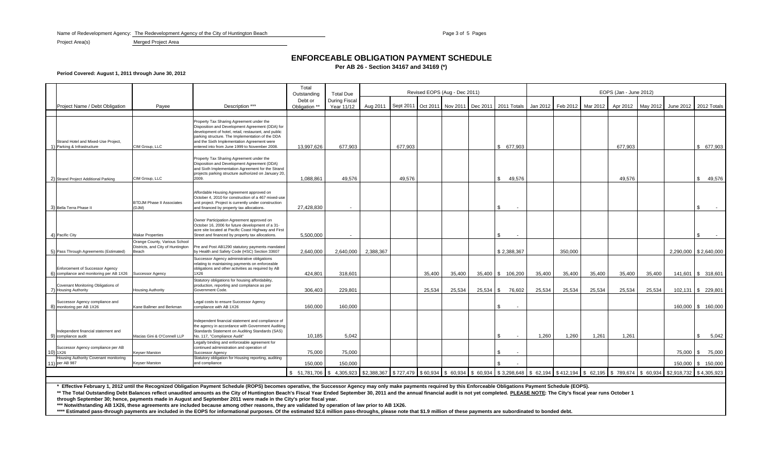Name of Redevelopment Agency: The Redevelopment Agency of the City of Huntington Beach

Project Area(s) Merged Project Area

# ENFORCEABLE OBLIGATION PAYMENT SCHEDULE

**Per AB 26 - Section 34167 and 34169 (*)**

**Period Covered: August 1, 2011 through June 30, 2012**

| | Project Name / Debt Obligation | Payee | Description *** | Total Outstanding Debt or Obligation ** | Total Due During Fiscal Year 11/12 | Revised EOPS (Aug - Dec 2011) Aug 2011 | Sept 2011 | Oct 2011 | Nov 2011 | Dec 2011 | 2011 Totals | EOPS (Jan - June 2012) Jan 2012 | Feb 2012 | Mar 2012 | Apr 2012 | May 2012 | June 2012 | 2012 Totals |
|---|---|---|---|---|---|---|---|---|---|---|---|---|---|---|---|---|---|---|
| 1) | Strand Hotel and Mixed-Use Project, Parking & Infrastructure | CIM Group, LLC | Property Tax Sharing Agreement under the Disposition and Development Agreement (DDA) for development of hotel, retail, restaurant, and public parking structure. The Implementation of the DDA and the Sixth Implementation Agreement were entered into from June 1999 to November 2008. | 13,997,626 | 677,903 | | 677,903 | | | | $ 677,903 | | | | 677,903 | | | $ 677,903 |
| 2) | Strand Project Additional Parking | CIM Group, LLC | Property Tax Sharing Agreement under the Disposition and Development Agreement (DDA) and Sixth Implementation Agreement for the Strand projects parking structure authorized on January 20, 2009. | 1,088,861 | 49,576 | | 49,576 | | | | $ 49,576 | | | | 49,576 | | | $ 49,576 |
| 3) | Bella Terra Phase II | BTDJM Phase II Associates (DJM) | Affordable Housing Agreement approved on October 4, 2010 for construction of a 467 mixed-use unit project. Project is currently under construction and financed by property tax allocations. | 27,428,830 | - | | | | | | $ - | | | | | | | $ - |
| 4) | Pacific City | Makar Properties | Owner Participation Agreement approved on October 16, 2006 for future development of a 31-acre site located at Pacific Coast Highway and First Street and financed by property tax allocations. | 5,500,000 | - | | | | | | $ - | | | | | | | $ - |
| 5) | Pass Through Agreements (Estimated) | Orange County, Various School Districts, and City of Huntington Beach | Pre and Post AB1290 statutory payments mandated by Health and Safety Code (HSC) Section 33607 | 2,640,000 | 2,640,000 | 2,388,367 | | | | | $ 2,388,367 | | 350,000 | | | | 2,290,000 | $ 2,640,000 |
| 6) | Enforcement of Successor Agency compliance and monitoring per AB 1X26 | Successor Agency | Successor Agency administrative obligations relating to maintaining payments on enforceable obligations and other activities as required by AB 1X26 | 424,801 | 318,601 | | | 35,400 | 35,400 | 35,400 | $ 106,200 | 35,400 | 35,400 | 35,400 | 35,400 | 35,400 | 141,601 | $ 318,601 |
| 7) | Covenant Monitoring Obligations of Housing Authority | Housing Authority | Statutory obligations for housing affordability, production, reporting and compliance as per Government Code. | 306,403 | 229,801 | | | 25,534 | 25,534 | 25,534 | $ 76,602 | 25,534 | 25,534 | 25,534 | 25,534 | 25,534 | 102,131 | $ 229,801 |
| 8) | Successor Agency compliance and monitoring per AB 1X26 | Kane Ballmer and Berkman | Legal costs to ensure Successor Agency compliance with AB 1X26 | 160,000 | 160,000 | | | | | | $ - | | | | | | 160,000 | $ 160,000 |
| 9) | Independent financial statement and compliance audit | Macias Gini & O'Connell LLP | Independent financial statement and compliance of the agency in accordance with Government Auditing Standards Statement on Auditing Standards (SAS) No. 117, "Compliance Audit" | 10,185 | 5,042 | | | | | | $ - | 1,260 | 1,260 | 1,261 | 1,261 | | | $ 5,042 |
| 10) | Successor Agency compliance per AB 1X26 | Keyser Marston | Legally binding and enforceable agreement for continued administration and operation of Successor Agency | 75,000 | 75,000 | | | | | | $ - | | | | | | 75,000 | $ 75,000 |
| 11) | Housing Authority Covenant monitoring per AB 987 | Keyser Marston | Statutory obligation for Housing reporting, auditing and compliance | 150,000 | 150,000 | | | | | | $ - | | | | | | 150,000 | $ 150,000 |
| | | | | $ 51,781,706 | $ 4,305,923 | $2,388,367 | $ 727,479 | $ 60,934 | $ 60,934 | $ 60,934 | $ 3,298,648 | $ 62,194 | $ 412,194 | $ 62,195 | $ 789,674 | $ 60,934 | $2,918,732 | $ 4,305,923 |

**\* Effective February 1, 2012 until the Recognized Obligation Payment Schedule (ROPS) becomes operative, the Successor Agency may only make payments required by this Enforceable Obligations Payment Schedule (EOPS).**

**\*\* The Total Outstanding Debt Balances reflect unaudited amounts as the City of Huntington Beach's Fiscal Year Ended September 30, 2011 and the annual financial audit is not yet completed. PLEASE NOTE: The City's fiscal year runs October 1 through September 30; hence, payments made in August and September 2011 were made in the City's prior fiscal year.**

**\*\*\* Notwithstanding AB 1X26, these agreements are included because among other reasons, they are validated by operation of law prior to AB 1X26.**

**\*\*\*\* Estimated pass-through payments are included in the EOPS for informational purposes. Of the estimated $2.6 million pass-throughs, please note that $1.9 million of these payments are subordinated to bonded debt.**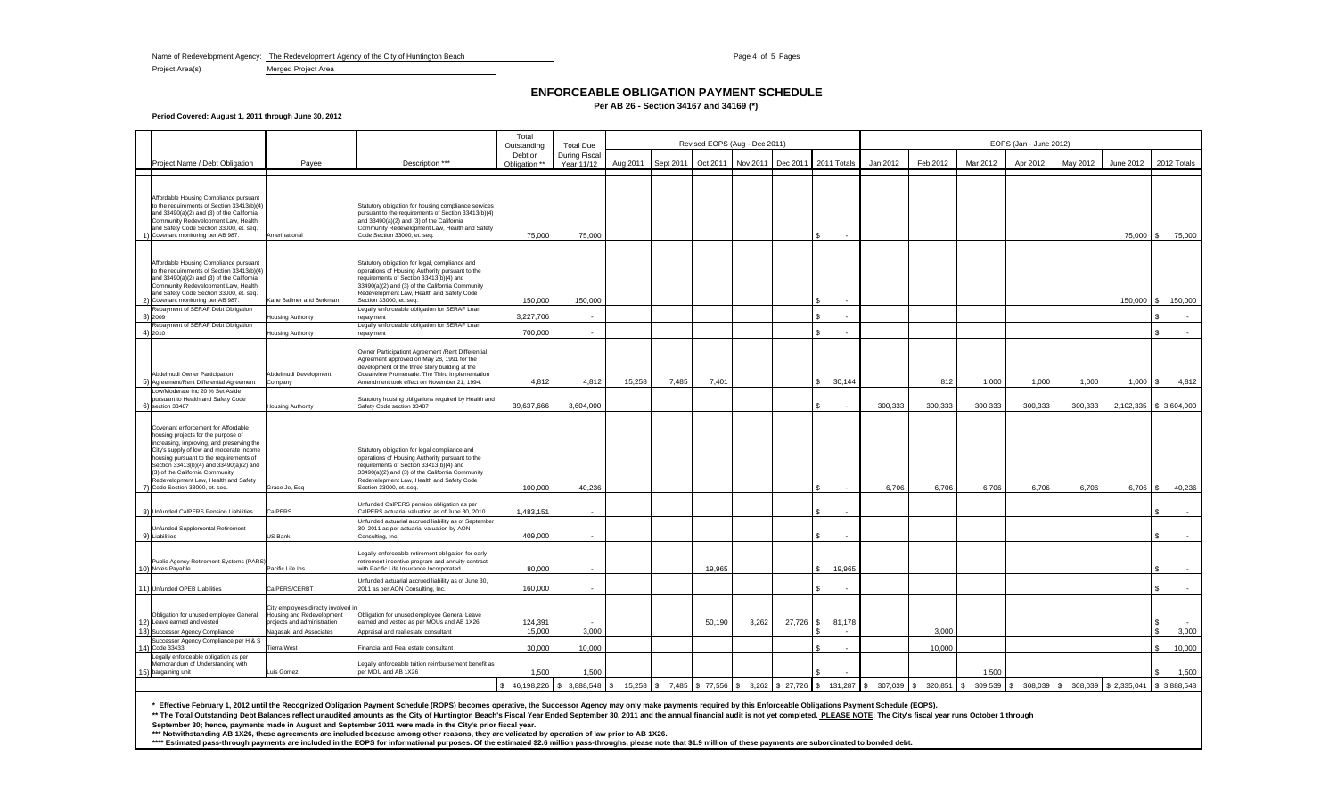Name of Redevelopment Agency: The Redevelopment Agency of the City of Huntington Beach

Project Area(s) Merged Project Area

## ENFORCEABLE OBLIGATION PAYMENT SCHEDULE

**Per AB 26 - Section 34167 and 34169 (\*)**

**Period Covered: August 1, 2011 through June 30, 2012**

| | Project Name / Debt Obligation | Payee | Description *** | Total Outstanding Debt or Obligation ** | Total Due During Fiscal Year 11/12 | Revised EOPS (Aug - Dec 2011) Aug 2011 | Sept 2011 | Oct 2011 | Nov 2011 | Dec 2011 | 2011 Totals | EOPS (Jan - June 2012) Jan 2012 | Feb 2012 | Mar 2012 | Apr 2012 | May 2012 | June 2012 | 2012 Totals |
|---|---|---|---|---|---|---|---|---|---|---|---|---|---|---|---|---|---|---|
| 1) | Affordable Housing Compliance pursuant to the requirements of Section 33413(b)(4) and 33490(a)(2) and (3) of the California Community Redevelopment Law, Health and Safety Code Section 33000, et. seq. Covenant monitoring per AB 987. | Amerinational | Statutory obligation for housing compliance services pursuant to the requirements of Section 33413(b)(4) and 33490(a)(2) and (3) of the California Community Redevelopment Law, Health and Safety Code Section 33000, et. seq. | 75,000 | 75,000 | | | | | | $ - | | | | | | 75,000 | $ 75,000 |
| 2) | Affordable Housing Compliance pursuant to the requirements of Section 33413(b)(4) and 33490(a)(2) and (3) of the California Community Redevelopment Law, Health and Safety Code Section 33000, et. seq. Covenant monitoring per AB 987. | Kane Ballmer and Berkman | Statutory obligation for legal, compliance and operations of Housing Authority pursuant to the requirements of Section 33413(b)(4) and 33490(a)(2) and (3) of the California Community Redevelopment Law, Health and Safety Code Section 33000, et. seq. | 150,000 | 150,000 | | | | | | $ - | | | | | | 150,000 | $ 150,000 |
| 3) | Repayment of SERAF Debt Obligation 2009 | Housing Authority | Legally enforceable obligation for SERAF Loan repayment | 3,227,706 | - | | | | | | $ - | | | | | | | $ - |
| 4) | Repayment of SERAF Debt Obligation 2010 | Housing Authority | Legally enforceable obligation for SERAF Loan repayment | 700,000 | - | | | | | | $ - | | | | | | | $ - |
| 5) | Abdelmudi Owner Participation Agreement/Rent Differential Agreement | Abdelmudi Development Company | Owner Participationt Agreement /Rent Differential Agreement approved on May 28, 1991 for the development of the three story building at the Oceanview Promenade. The Third Implementation Amendment took effect on November 21, 1994. | 4,812 | 4,812 | 15,258 | 7,485 | 7,401 | | | $ 30,144 | | 812 | 1,000 | 1,000 | 1,000 | 1,000 | $ 4,812 |
| 6) | Low/Moderate Inc 20 % Set Aside pursuant to Health and Safety Code section 33487 | Housing Authority | Statutory housing obligations required by Health and Safety Code section 33487 | 39,637,666 | 3,604,000 | | | | | | $ - | 300,333 | 300,333 | 300,333 | 300,333 | 300,333 | 2,102,335 | $ 3,604,000 |
| 7) | Covenant enforcement for Affordable housing projects for the purpose of increasing, improving, and preserving the City's supply of low and moderate income housing pursuant to the requirements of Section 33413(b)(4) and 33490(a)(2) and (3) of the California Community Redevelopment Law, Health and Safety Code Section 33000, et. seq. | Grace Jo, Esq | Statutory obligation for legal compliance and operations of Housing Authority pursuant to the requirements of Section 33413(b)(4) and 33490(a)(2) and (3) of the California Community Redevelopment Law, Health and Safety Code Section 33000, et. seq. | 100,000 | 40,236 | | | | | | $ - | 6,706 | 6,706 | 6,706 | 6,706 | 6,706 | 6,706 | $ 40,236 |
| 8) | Unfunded CalPERS Pension Liabilities | CalPERS | Unfunded CalPERS pension obligation as per CalPERS actuarial valuation as of June 30, 2010. | 1,483,151 | - | | | | | | $ - | | | | | | | $ - |
| 9) | Unfunded Supplemental Retirement Liabilities | US Bank | Unfunded actuarial accrued liability as of September 30, 2011 as per actuarial valuation by AON Consulting, Inc. | 409,000 | - | | | | | | $ - | | | | | | | $ - |
| 10) | Public Agency Retirement Systems (PARS) Notes Payable | Pacific Life Ins | Legally enforceable retirement obligation for early retirement incentive program and annuity contract with Pacific Life Insurance Incorporated. | 80,000 | - | | | 19,965 | | | $ 19,965 | | | | | | | $ - |
| 11) | Unfunded OPEB Liabilities | CalPERS/CERBT | Unfunded actuarial accrued liability as of June 30, 2011 as per AON Consulting, Inc. | 160,000 | - | | | | | | $ - | | | | | | | $ - |
| 12) | Obligation for unused employee General Leave earned and vested | City employees directly involved in Housing and Redevelopment projects and administration | Obligation for unused employee General Leave earned and vested as per MOUs and AB 1X26 | 124,391 | - | | | 50,190 | 3,262 | 27,726 | $ 81,178 | | | | | | | $ - |
| 13) | Successor Agency Compliance | Nagasaki and Associates | Appraisal and real estate consultant | 15,000 | 3,000 | | | | | | $ - | | 3,000 | | | | | $ 3,000 |
| 14) | Successor Agency Compliance per H & S Code 33433 | Tierra West | Financial and Real estate consultant | 30,000 | 10,000 | | | | | | $ - | | 10,000 | | | | | $ 10,000 |
| 15) | Legally enforceable obligation as per Memorandum of Understanding with bargaining unit | Luis Gomez | Legally enforceable tuition reimbursement benefit as per MOU and AB 1X26 | 1,500 | 1,500 | | | | | | $ - | | | 1,500 | | | | $ 1,500 |
| | | | | $ 46,198,226 | $ 3,888,548 | $ 15,258 | $ 7,485 | $ 77,556 | $ 3,262 | $ 27,726 | $ 131,287 | $ 307,039 | $ 320,851 | $ 309,539 | $ 308,039 | $ 308,039 | $ 2,335,041 | $ 3,888,548 |

\* **Effective February 1, 2012 until the Recognized Obligation Payment Schedule (ROPS) becomes operative, the Successor Agency may only make payments required by this Enforceable Obligations Payment Schedule (EOPS).**

\*\* **The Total Outstanding Debt Balances reflect unaudited amounts as the City of Huntington Beach's Fiscal Year Ended September 30, 2011 and the annual financial audit is not yet completed. PLEASE NOTE: The City's fiscal year runs October 1 through September 30; hence, payments made in August and September 2011 were made in the City's prior fiscal year.**

\*\*\* **Notwithstanding AB 1X26, these agreements are included because among other reasons, they are validated by operation of law prior to AB 1X26.**

\*\*\*\* **Estimated pass-through payments are included in the EOPS for informational purposes. Of the estimated $2.6 million pass-throughs, please note that $1.9 million of these payments are subordinated to bonded debt.**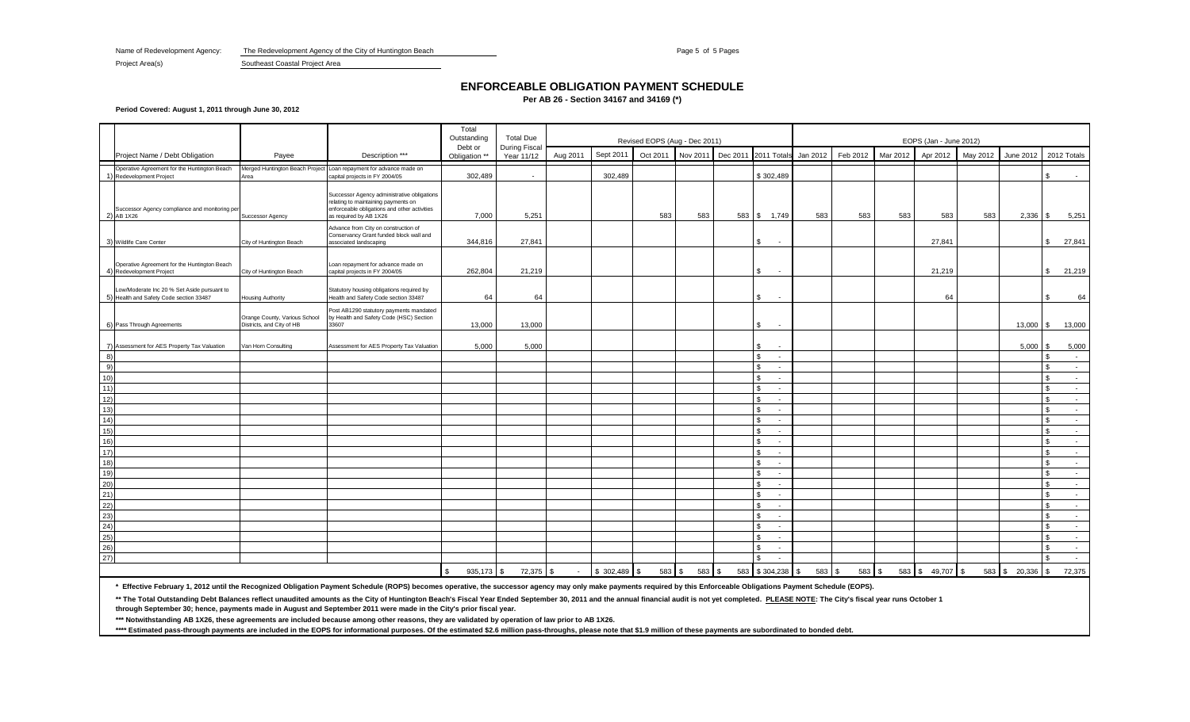Name of Redevelopment Agency: The Redevelopment Agency of the City of Huntington Beach

Project Area(s) Southeast Coastal Project Area

# ENFORCEABLE OBLIGATION PAYMENT SCHEDULE

**Per AB 26 - Section 34167 and 34169 (*)**

**Period Covered: August 1, 2011 through June 30, 2012**

| | Project Name / Debt Obligation | Payee | Description *** | Total Outstanding Debt or Obligation ** | Total Due During Fiscal Year 11/12 | Revised EOPS (Aug - Dec 2011) | | | | | | EOPS (Jan - June 2012) | | | | | | |
|---|---|---|---|---|---|---|---|---|---|---|---|---|---|---|---|---|---|---|
| | | | | | | Aug 2011 | Sept 2011 | Oct 2011 | Nov 2011 | Dec 2011 | 2011 Totals | Jan 2012 | Feb 2012 | Mar 2012 | Apr 2012 | May 2012 | June 2012 | 2012 Totals |
| 1) | Operative Agreement for the Huntington Beach Redevelopment Project | Merged Huntington Beach Project Area | Loan repayment for advance made on capital projects in FY 2004/05 | 302,489 | - | | 302,489 | | | | $ 302,489 | | | | | | | $ - |
| 2) | Successor Agency compliance and monitoring per AB 1X26 | Successor Agency | Successor Agency administrative obligations relating to maintaining payments on enforceable obligations and other activities as required by AB 1X26 | 7,000 | 5,251 | | | 583 | 583 | 583 | $ 1,749 | 583 | 583 | 583 | 583 | 583 | 2,336 | $ 5,251 |
| 3) | Wildlife Care Center | City of Huntington Beach | Advance from City on construction of Conservancy Grant funded block wall and associated landscaping | 344,816 | 27,841 | | | | | | $ - | | | | 27,841 | | | $ 27,841 |
| 4) | Operative Agreement for the Huntington Beach Redevelopment Project | City of Huntington Beach | Loan repayment for advance made on capital projects in FY 2004/05 | 262,804 | 21,219 | | | | | | $ - | | | | 21,219 | | | $ 21,219 |
| 5) | Low/Moderate Inc 20 % Set Aside pursuant to Health and Safety Code section 33487 | Housing Authority | Statutory housing obligations required by Health and Safety Code section 33487 | 64 | 64 | | | | | | $ - | | | | 64 | | | $ 64 |
| 6) | Pass Through Agreements | Orange County, Various School Districts, and City of HB | Post AB1290 statutory payments mandated by Health and Safety Code (HSC) Section 33607 | 13,000 | 13,000 | | | | | | $ - | | | | | | 13,000 | $ 13,000 |
| 7) | Assessment for AES Property Tax Valuation | Van Horn Consulting | Assessment for AES Property Tax Valuation | 5,000 | 5,000 | | | | | | $ - | | | | | | 5,000 | $ 5,000 |
| 8) | | | | | | | | | | | $ - | | | | | | | $ - |
| 9) | | | | | | | | | | | $ - | | | | | | | $ - |
| 10) | | | | | | | | | | | $ - | | | | | | | $ - |
| 11) | | | | | | | | | | | $ - | | | | | | | $ - |
| 12) | | | | | | | | | | | $ - | | | | | | | $ - |
| 13) | | | | | | | | | | | $ - | | | | | | | $ - |
| 14) | | | | | | | | | | | $ - | | | | | | | $ - |
| 15) | | | | | | | | | | | $ - | | | | | | | $ - |
| 16) | | | | | | | | | | | $ - | | | | | | | $ - |
| 17) | | | | | | | | | | | $ - | | | | | | | $ - |
| 18) | | | | | | | | | | | $ - | | | | | | | $ - |
| 19) | | | | | | | | | | | $ - | | | | | | | $ - |
| 20) | | | | | | | | | | | $ - | | | | | | | $ - |
| 21) | | | | | | | | | | | $ - | | | | | | | $ - |
| 22) | | | | | | | | | | | $ - | | | | | | | $ - |
| 23) | | | | | | | | | | | $ - | | | | | | | $ - |
| 24) | | | | | | | | | | | $ - | | | | | | | $ - |
| 25) | | | | | | | | | | | $ - | | | | | | | $ - |
| 26) | | | | | | | | | | | $ - | | | | | | | $ - |
| 27) | | | | | | | | | | | $ - | | | | | | | $ - |
| | | | | $ 935,173 | $ 72,375 | $ - | $ 302,489 | $ 583 | $ 583 | $ 583 | $ 304,238 | $ 583 | $ 583 | $ 583 | $ 49,707 | $ 583 | $ 20,336 | $ 72,375 |

**\* Effective February 1, 2012 until the Recognized Obligation Payment Schedule (ROPS) becomes operative, the successor agency may only make payments required by this Enforceable Obligations Payment Schedule (EOPS).**

**\*\* The Total Outstanding Debt Balances reflect unaudited amounts as the City of Huntington Beach's Fiscal Year Ended September 30, 2011 and the annual financial audit is not yet completed. PLEASE NOTE: The City's fiscal year runs October 1 through September 30; hence, payments made in August and September 2011 were made in the City's prior fiscal year.**

**\*\*\* Notwithstanding AB 1X26, these agreements are included because among other reasons, they are validated by operation of law prior to AB 1X26.**

**\*\*\*\* Estimated pass-through payments are included in the EOPS for informational purposes. Of the estimated $2.6 million pass-throughs, please note that $1.9 million of these payments are subordinated to bonded debt.**